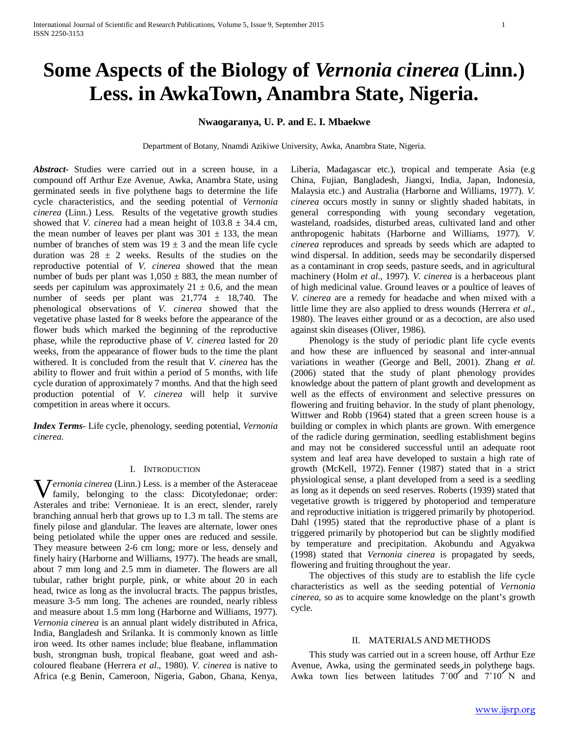# Some Aspects of the Biology of *Vernonia cinerea* (Linn.) Less. in AwkaTown, Anambra State, Nigeria.

**Nwaogaranya, U. P. and E. I. Mbaekwe**

Department of Botany, Nnamdi Azikiwe University, Awka, Anambra State, Nigeria.

***Abstract-*** Studies were carried out in a screen house, in a compound off Arthur Eze Avenue, Awka, Anambra State, using germinated seeds in five polythene bags to determine the life cycle characteristics, and the seeding potential of *Vernonia cinerea* (Linn.) Less. Results of the vegetative growth studies showed that *V. cinerea* had a mean height of 103.8 ± 34.4 cm, the mean number of leaves per plant was 301 ± 133, the mean number of branches of stem was 19 ± 3 and the mean life cycle duration was 28 ± 2 weeks. Results of the studies on the reproductive potential of *V. cinerea* showed that the mean number of buds per plant was 1,050 ± 883, the mean number of seeds per capitulum was approximately 21 ± 0.6, and the mean number of seeds per plant was 21,774 ± 18,740. The phenological observations of *V. cinerea* showed that the vegetative phase lasted for 8 weeks before the appearance of the flower buds which marked the beginning of the reproductive phase, while the reproductive phase of *V. cinerea* lasted for 20 weeks, from the appearance of flower buds to the time the plant withered. It is concluded from the result that *V. cinerea* has the ability to flower and fruit within a period of 5 months, with life cycle duration of approximately 7 months. And that the high seed production potential of *V. cinerea* will help it survive competition in areas where it occurs.

***Index Terms-*** Life cycle, phenology, seeding potential, *Vernonia cinerea*.

## I. Introduction

*Vernonia cinerea* (Linn.) Less. is a member of the Asteraceae family, belonging to the class: Dicotyledonae; order: Asterales and tribe: Vernonieae. It is an erect, slender, rarely branching annual herb that grows up to 1.3 m tall. The stems are finely pilose and glandular. The leaves are alternate, lower ones being petiolated while the upper ones are reduced and sessile. They measure between 2-6 cm long; more or less, densely and finely hairy (Harborne and Williams, 1977). The heads are small, about 7 mm long and 2.5 mm in diameter. The flowers are all tubular, rather bright purple, pink, or white about 20 in each head, twice as long as the involucral bracts. The pappus bristles, measure 3-5 mm long. The achenes are rounded, nearly ribless and measure about 1.5 mm long (Harborne and Williams, 1977). *Vernonia cinerea* is an annual plant widely distributed in Africa, India, Bangladesh and Srilanka. It is commonly known as little iron weed. Its other names include; blue fleabane, inflammation bush, strongman bush, tropical fleabane, goat weed and ash-coloured fleabane (Herrera *et al*., 1980). *V. cinerea* is native to Africa (e.g Benin, Cameroon, Nigeria, Gabon, Ghana, Kenya, Liberia, Madagascar etc.), tropical and temperate Asia (e.g China, Fujian, Bangladesh, Jiangxi, India, Japan, Indonesia, Malaysia etc.) and Australia (Harborne and Williams, 1977). *V. cinerea* occurs mostly in sunny or slightly shaded habitats, in general corresponding with young secondary vegetation, wasteland, roadsides, disturbed areas, cultivated land and other anthropogenic habitats (Harborne and Williams, 1977). *V. cinerea* reproduces and spreads by seeds which are adapted to wind dispersal. In addition, seeds may be secondarily dispersed as a contaminant in crop seeds, pasture seeds, and in agricultural machinery (Holm *et al*., 1997). *V. cinerea* is a herbaceous plant of high medicinal value. Ground leaves or a poultice of leaves of *V. cinerea* are a remedy for headache and when mixed with a little lime they are also applied to dress wounds (Herrera *et al*., 1980). The leaves either ground or as a decoction, are also used against skin diseases (Oliver, 1986).

Phenology is the study of periodic plant life cycle events and how these are influenced by seasonal and inter-annual variations in weather (George and Bell, 2001). Zhang *et al*. (2006) stated that the study of plant phenology provides knowledge about the pattern of plant growth and development as well as the effects of environment and selective pressures on flowering and fruiting behavior. In the study of plant phenology, Wittwer and Robb (1964) stated that a green screen house is a building or complex in which plants are grown. With emergence of the radicle during germination, seedling establishment begins and may not be considered successful until an adequate root system and leaf area have developed to sustain a high rate of growth (McKell, 1972). Fenner (1987) stated that in a strict physiological sense, a plant developed from a seed is a seedling as long as it depends on seed reserves. Roberts (1939) stated that vegetative growth is triggered by photoperiod and temperature and reproductive initiation is triggered primarily by photoperiod. Dahl (1995) stated that the reproductive phase of a plant is triggered primarily by photoperiod but can be slightly modified by temperature and precipitation. Akobundu and Agyakwa (1998) stated that *Vernonia cinerea* is propagated by seeds, flowering and fruiting throughout the year.

The objectives of this study are to establish the life cycle characteristics as well as the seeding potential of *Vernonia cinerea*, so as to acquire some knowledge on the plant's growth cycle.

## II. Materials and Methods

This study was carried out in a screen house, off Arthur Eze Avenue, Awka, using the germinated seeds in polythene bags. Awka town lies between latitudes 7˚00′ and 7˚10′ N and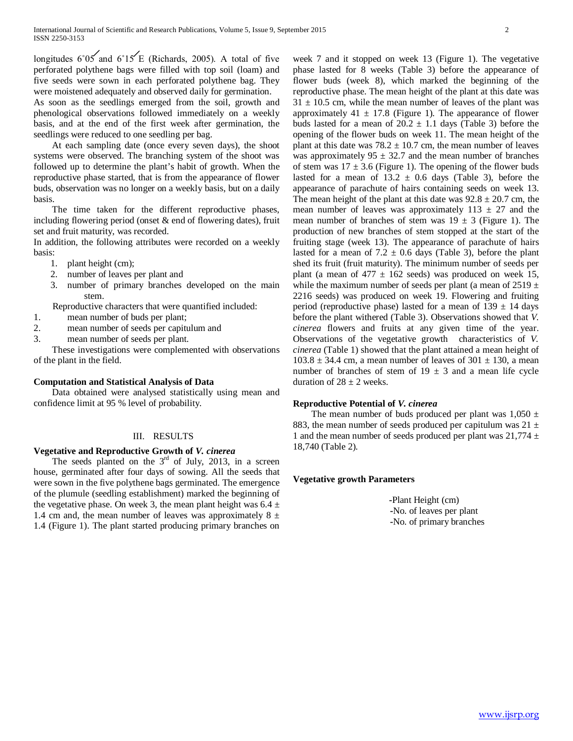longitudes 6˚05′ and 6˚15′ E (Richards, 2005). A total of five perforated polythene bags were filled with top soil (loam) and five seeds were sown in each perforated polythene bag. They were moistened adequately and observed daily for germination.
As soon as the seedlings emerged from the soil, growth and phenological observations followed immediately on a weekly basis, and at the end of the first week after germination, the seedlings were reduced to one seedling per bag.

At each sampling date (once every seven days), the shoot systems were observed. The branching system of the shoot was followed up to determine the plant's habit of growth. When the reproductive phase started, that is from the appearance of flower buds, observation was no longer on a weekly basis, but on a daily basis.

The time taken for the different reproductive phases, including flowering period (onset & end of flowering dates), fruit set and fruit maturity, was recorded.
In addition, the following attributes were recorded on a weekly basis:

1. plant height (cm);
2. number of leaves per plant and
3. number of primary branches developed on the main stem.

Reproductive characters that were quantified included:

1. mean number of buds per plant;
2. mean number of seeds per capitulum and
3. mean number of seeds per plant.

These investigations were complemented with observations of the plant in the field.

### Computation and Statistical Analysis of Data

Data obtained were analysed statistically using mean and confidence limit at 95 % level of probability.

## III. RESULTS

### Vegetative and Reproductive Growth of *V. cinerea*

The seeds planted on the 3rd of July, 2013, in a screen house, germinated after four days of sowing. All the seeds that were sown in the five polythene bags germinated. The emergence of the plumule (seedling establishment) marked the beginning of the vegetative phase. On week 3, the mean plant height was 6.4 ± 1.4 cm and, the mean number of leaves was approximately 8 ± 1.4 (Figure 1). The plant started producing primary branches on week 7 and it stopped on week 13 (Figure 1). The vegetative phase lasted for 8 weeks (Table 3) before the appearance of flower buds (week 8), which marked the beginning of the reproductive phase. The mean height of the plant at this date was 31 ± 10.5 cm, while the mean number of leaves of the plant was approximately 41 ± 17.8 (Figure 1). The appearance of flower buds lasted for a mean of 20.2 ± 1.1 days (Table 3) before the opening of the flower buds on week 11. The mean height of the plant at this date was 78.2 ± 10.7 cm, the mean number of leaves was approximately 95 ± 32.7 and the mean number of branches of stem was 17 ± 3.6 (Figure 1). The opening of the flower buds lasted for a mean of 13.2 ± 0.6 days (Table 3), before the appearance of parachute of hairs containing seeds on week 13. The mean height of the plant at this date was 92.8 ± 20.7 cm, the mean number of leaves was approximately 113 ± 27 and the mean number of branches of stem was 19 ± 3 (Figure 1). The production of new branches of stem stopped at the start of the fruiting stage (week 13). The appearance of parachute of hairs lasted for a mean of 7.2 ± 0.6 days (Table 3), before the plant shed its fruit (fruit maturity). The minimum number of seeds per plant (a mean of 477 ± 162 seeds) was produced on week 15, while the maximum number of seeds per plant (a mean of 2519 ± 2216 seeds) was produced on week 19. Flowering and fruiting period (reproductive phase) lasted for a mean of 139 ± 14 days before the plant withered (Table 3). Observations showed that *V. cinerea* flowers and fruits at any given time of the year. Observations of the vegetative growth characteristics of *V. cinerea* (Table 1) showed that the plant attained a mean height of 103.8 ± 34.4 cm, a mean number of leaves of 301 ± 130, a mean number of branches of stem of 19 ± 3 and a mean life cycle duration of 28 ± 2 weeks.

### Reproductive Potential of *V. cinerea*

The mean number of buds produced per plant was 1,050 ± 883, the mean number of seeds produced per capitulum was 21 ± 1 and the mean number of seeds produced per plant was 21,774 ± 18,740 (Table 2).

### Vegetative growth Parameters

-Plant Height (cm)
-No. of leaves per plant
-No. of primary branches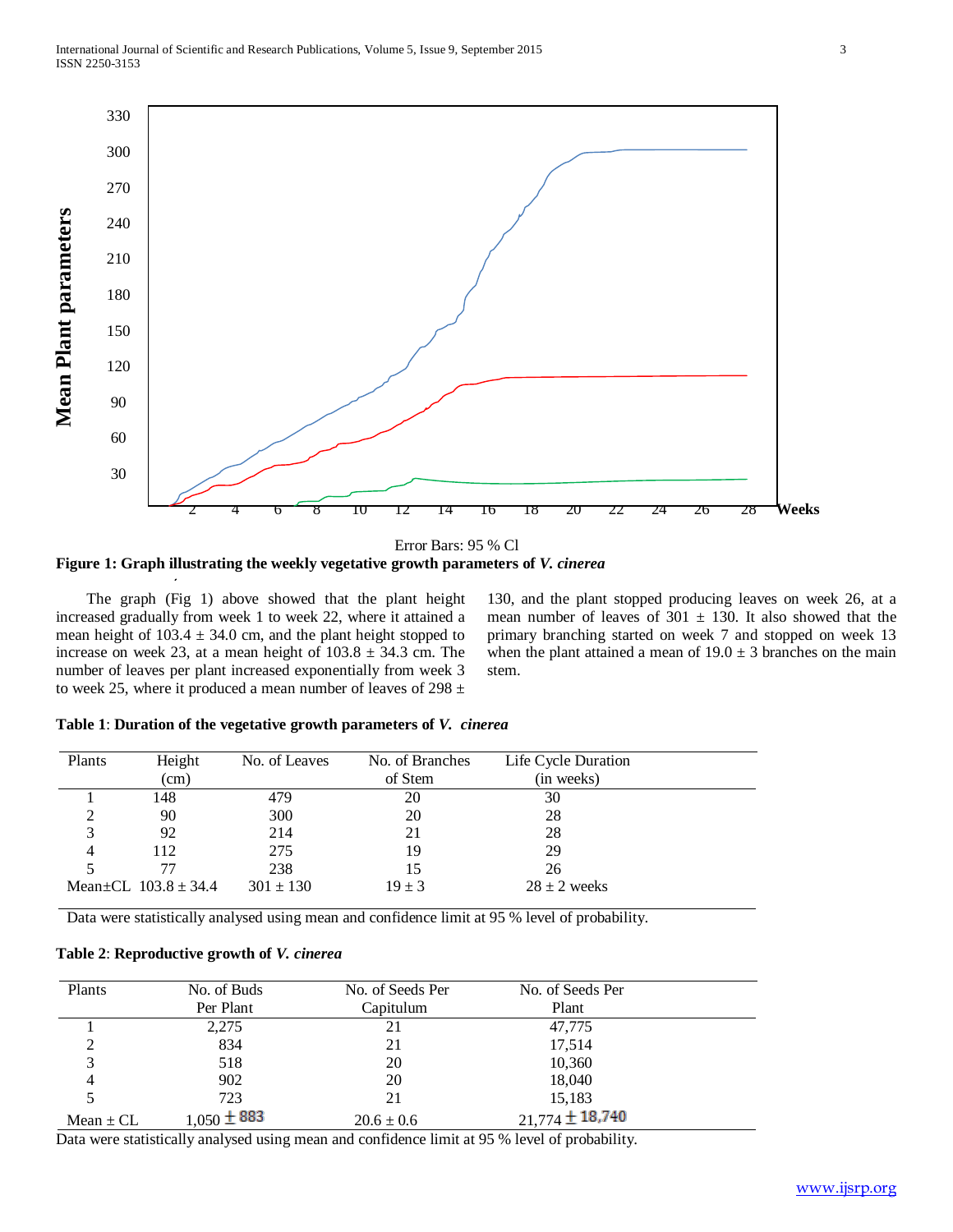Error Bars: 95 % Cl

**Figure 1: Graph illustrating the weekly vegetative growth parameters of *V. cinerea***

The graph (Fig 1) above showed that the plant height increased gradually from week 1 to week 22, where it attained a mean height of 103.4 ± 34.0 cm, and the plant height stopped to increase on week 23, at a mean height of 103.8 ± 34.3 cm. The number of leaves per plant increased exponentially from week 3 to week 25, where it produced a mean number of leaves of 298 ± 130, and the plant stopped producing leaves on week 26, at a mean number of leaves of 301 ± 130. It also showed that the primary branching started on week 7 and stopped on week 13 when the plant attained a mean of 19.0 ± 3 branches on the main stem.

**Table 1**: **Duration of the vegetative growth parameters of *V. cinerea***

| Plants | Height (cm) | No. of Leaves | No. of Branches of Stem | Life Cycle Duration (in weeks) |
|---|---|---|---|---|
| 1 | 148 | 479 | 20 | 30 |
| 2 | 90 | 300 | 20 | 28 |
| 3 | 92 | 214 | 21 | 28 |
| 4 | 112 | 275 | 19 | 29 |
| 5 | 77 | 238 | 15 | 26 |
| Mean±CL | 103.8 ± 34.4 | 301 ± 130 | 19 ± 3 | 28 ± 2 weeks |

Data were statistically analysed using mean and confidence limit at 95 % level of probability.

**Table 2**: **Reproductive growth of *V. cinerea***

| Plants | No. of Buds Per Plant | No. of Seeds Per Capitulum | No. of Seeds Per Plant |
|---|---|---|---|
| 1 | 2,275 | 21 | 47,775 |
| 2 | 834 | 21 | 17,514 |
| 3 | 518 | 20 | 10,360 |
| 4 | 902 | 20 | 18,040 |
| 5 | 723 | 21 | 15,183 |
| Mean ± CL | 1,050 ± 883 | 20.6 ± 0.6 | 21,774 ± 18,740 |

Data were statistically analysed using mean and confidence limit at 95 % level of probability.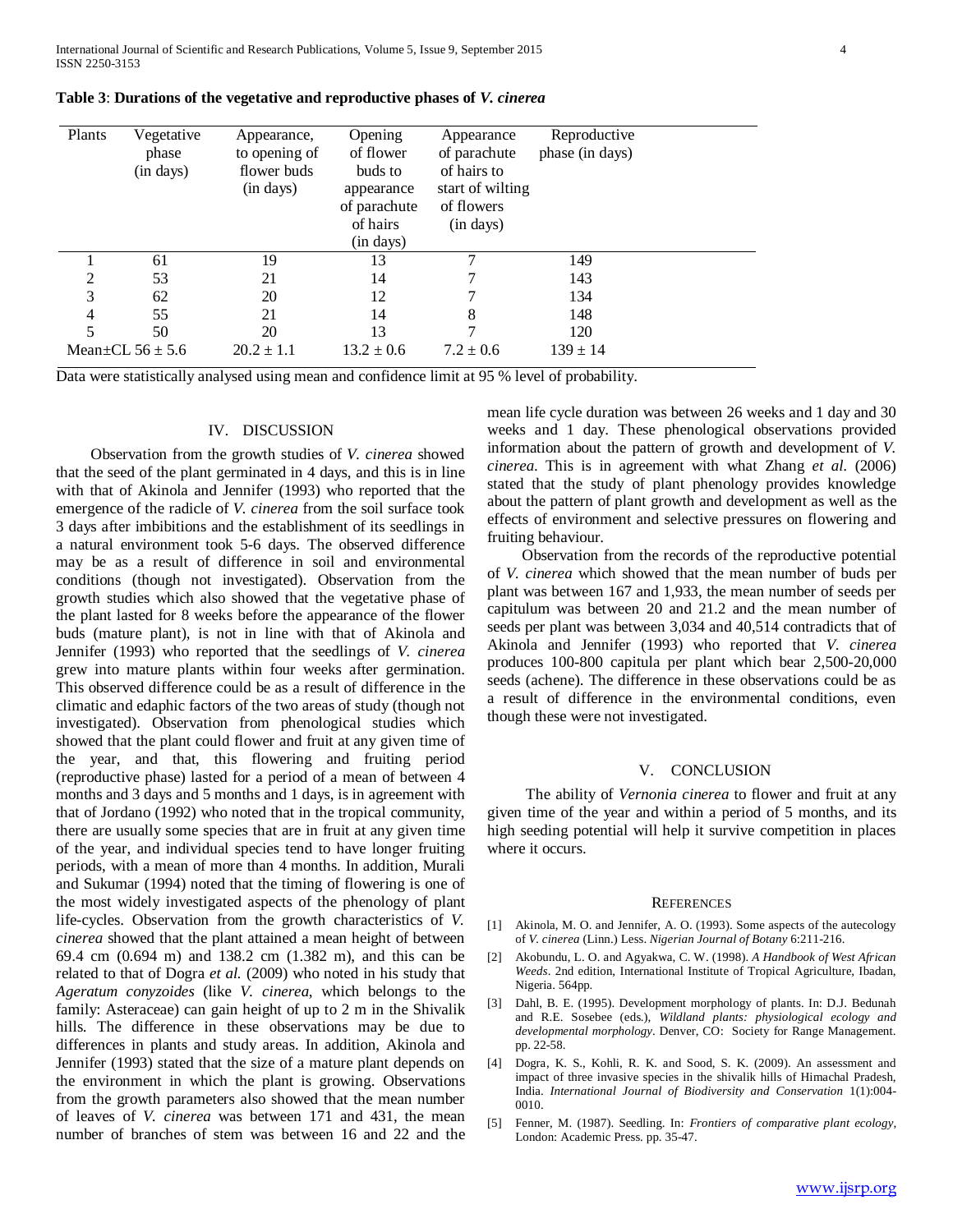**Table 3**: **Durations of the vegetative and reproductive phases of *V. cinerea***

| Plants | Vegetative phase (in days) | Appearance, to opening of flower buds (in days) | Opening of flower buds to appearance of parachute of hairs (in days) | Appearance of parachute of hairs to start of wilting of flowers (in days) | Reproductive phase (in days) |
|---|---|---|---|---|---|
| 1 | 61 | 19 | 13 | 7 | 149 |
| 2 | 53 | 21 | 14 | 7 | 143 |
| 3 | 62 | 20 | 12 | 7 | 134 |
| 4 | 55 | 21 | 14 | 8 | 148 |
| 5 | 50 | 20 | 13 | 7 | 120 |
| Mean±CL | 56 ± 5.6 | 20.2 ± 1.1 | 13.2 ± 0.6 | 7.2 ± 0.6 | 139 ± 14 |

Data were statistically analysed using mean and confidence limit at 95 % level of probability.

## IV. DISCUSSION

Observation from the growth studies of *V. cinerea* showed that the seed of the plant germinated in 4 days, and this is in line with that of Akinola and Jennifer (1993) who reported that the emergence of the radicle of *V. cinerea* from the soil surface took 3 days after imbibitions and the establishment of its seedlings in a natural environment took 5-6 days. The observed difference may be as a result of difference in soil and environmental conditions (though not investigated). Observation from the growth studies which also showed that the vegetative phase of the plant lasted for 8 weeks before the appearance of the flower buds (mature plant), is not in line with that of Akinola and Jennifer (1993) who reported that the seedlings of *V. cinerea* grew into mature plants within four weeks after germination. This observed difference could be as a result of difference in the climatic and edaphic factors of the two areas of study (though not investigated). Observation from phenological studies which showed that the plant could flower and fruit at any given time of the year, and that, this flowering and fruiting period (reproductive phase) lasted for a period of a mean of between 4 months and 3 days and 5 months and 1 days, is in agreement with that of Jordano (1992) who noted that in the tropical community, there are usually some species that are in fruit at any given time of the year, and individual species tend to have longer fruiting periods, with a mean of more than 4 months. In addition, Murali and Sukumar (1994) noted that the timing of flowering is one of the most widely investigated aspects of the phenology of plant life-cycles. Observation from the growth characteristics of *V. cinerea* showed that the plant attained a mean height of between 69.4 cm (0.694 m) and 138.2 cm (1.382 m), and this can be related to that of Dogra *et al.* (2009) who noted in his study that *Ageratum conyzoides* (like *V. cinerea*, which belongs to the family: Asteraceae) can gain height of up to 2 m in the Shivalik hills. The difference in these observations may be due to differences in plants and study areas. In addition, Akinola and Jennifer (1993) stated that the size of a mature plant depends on the environment in which the plant is growing. Observations from the growth parameters also showed that the mean number of leaves of *V. cinerea* was between 171 and 431, the mean number of branches of stem was between 16 and 22 and the mean life cycle duration was between 26 weeks and 1 day and 30 weeks and 1 day. These phenological observations provided information about the pattern of growth and development of *V. cinerea*. This is in agreement with what Zhang *et al.* (2006) stated that the study of plant phenology provides knowledge about the pattern of plant growth and development as well as the effects of environment and selective pressures on flowering and fruiting behaviour.

Observation from the records of the reproductive potential of *V. cinerea* which showed that the mean number of buds per plant was between 167 and 1,933, the mean number of seeds per capitulum was between 20 and 21.2 and the mean number of seeds per plant was between 3,034 and 40,514 contradicts that of Akinola and Jennifer (1993) who reported that *V. cinerea* produces 100-800 capitula per plant which bear 2,500-20,000 seeds (achene). The difference in these observations could be as a result of difference in the environmental conditions, even though these were not investigated.

## V. CONCLUSION

The ability of *Vernonia cinerea* to flower and fruit at any given time of the year and within a period of 5 months, and its high seeding potential will help it survive competition in places where it occurs.

## REFERENCES

[1] Akinola, M. O. and Jennifer, A. O. (1993). Some aspects of the autecology of *V. cinerea* (Linn.) Less. *Nigerian Journal of Botany* 6:211-216.

[2] Akobundu, L. O. and Agyakwa, C. W. (1998). *A Handbook of West African Weeds*. 2nd edition, International Institute of Tropical Agriculture, Ibadan, Nigeria. 564pp.

[3] Dahl, B. E. (1995). Development morphology of plants. In: D.J. Bedunah and R.E. Sosebee (eds.), *Wildland plants: physiological ecology and developmental morphology*. Denver, CO: Society for Range Management. pp. 22-58.

[4] Dogra, K. S., Kohli, R. K. and Sood, S. K. (2009). An assessment and impact of three invasive species in the shivalik hills of Himachal Pradesh, India. *International Journal of Biodiversity and Conservation* 1(1):004-0010.

[5] Fenner, M. (1987). Seedling. In: *Frontiers of comparative plant ecology*, London: Academic Press. pp. 35-47.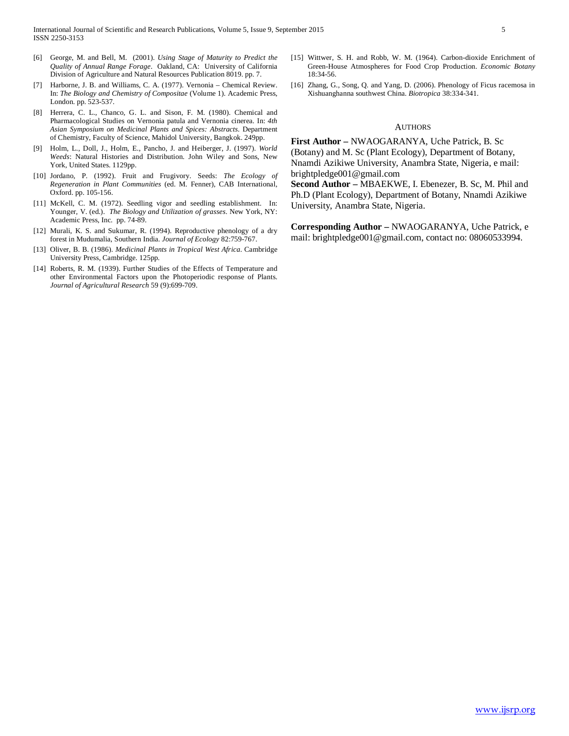[6] George, M. and Bell, M. (2001). *Using Stage of Maturity to Predict the Quality of Annual Range Forage*. Oakland, CA: University of California Division of Agriculture and Natural Resources Publication 8019. pp. 7.

[7] Harborne, J. B. and Williams, C. A. (1977). Vernonia – Chemical Review. In: *The Biology and Chemistry of Compositae* (Volume 1). Academic Press, London. pp. 523-537.

[8] Herrera, C. L., Chanco, G. L. and Sison, F. M. (1980). Chemical and Pharmacological Studies on Vernonia patula and Vernonia cinerea. In: *4th Asian Symposium on Medicinal Plants and Spices: Abstracts*. Department of Chemistry, Faculty of Science, Mahidol University, Bangkok. 249pp.

[9] Holm, L., Doll, J., Holm, E., Pancho, J. and Heiberger, J. (1997). *World Weeds*: Natural Histories and Distribution. John Wiley and Sons, New York, United States. 1129pp.

[10] Jordano, P. (1992). Fruit and Frugivory. Seeds: *The Ecology of Regeneration in Plant Communities* (ed. M. Fenner), CAB International, Oxford. pp. 105-156.

[11] McKell, C. M. (1972). Seedling vigor and seedling establishment. In: Younger, V. (ed.). *The Biology and Utilization of grasses*. New York, NY: Academic Press, Inc. pp. 74-89.

[12] Murali, K. S. and Sukumar, R. (1994). Reproductive phenology of a dry forest in Mudumalia, Southern India. *Journal of Ecology* 82:759-767.

[13] Oliver, B. B. (1986). *Medicinal Plants in Tropical West Africa*. Cambridge University Press, Cambridge. 125pp.

[14] Roberts, R. M. (1939). Further Studies of the Effects of Temperature and other Environmental Factors upon the Photoperiodic response of Plants. *Journal of Agricultural Research* 59 (9):699-709.

[15] Wittwer, S. H. and Robb, W. M. (1964). Carbon-dioxide Enrichment of Green-House Atmospheres for Food Crop Production. *Economic Botany* 18:34-56.

[16] Zhang, G., Song, Q. and Yang, D. (2006). Phenology of Ficus racemosa in Xishuanghanna southwest China. *Biotropica* 38:334-341.

## AUTHORS

**First Author –** NWAOGARANYA, Uche Patrick, B. Sc (Botany) and M. Sc (Plant Ecology), Department of Botany, Nnamdi Azikiwe University, Anambra State, Nigeria, e mail: brightpledge001@gmail.com

**Second Author –** MBAEKWE, I. Ebenezer, B. Sc, M. Phil and Ph.D (Plant Ecology), Department of Botany, Nnamdi Azikiwe University, Anambra State, Nigeria.

**Corresponding Author –** NWAOGARANYA, Uche Patrick, e mail: brightpledge001@gmail.com, contact no: 08060533994.